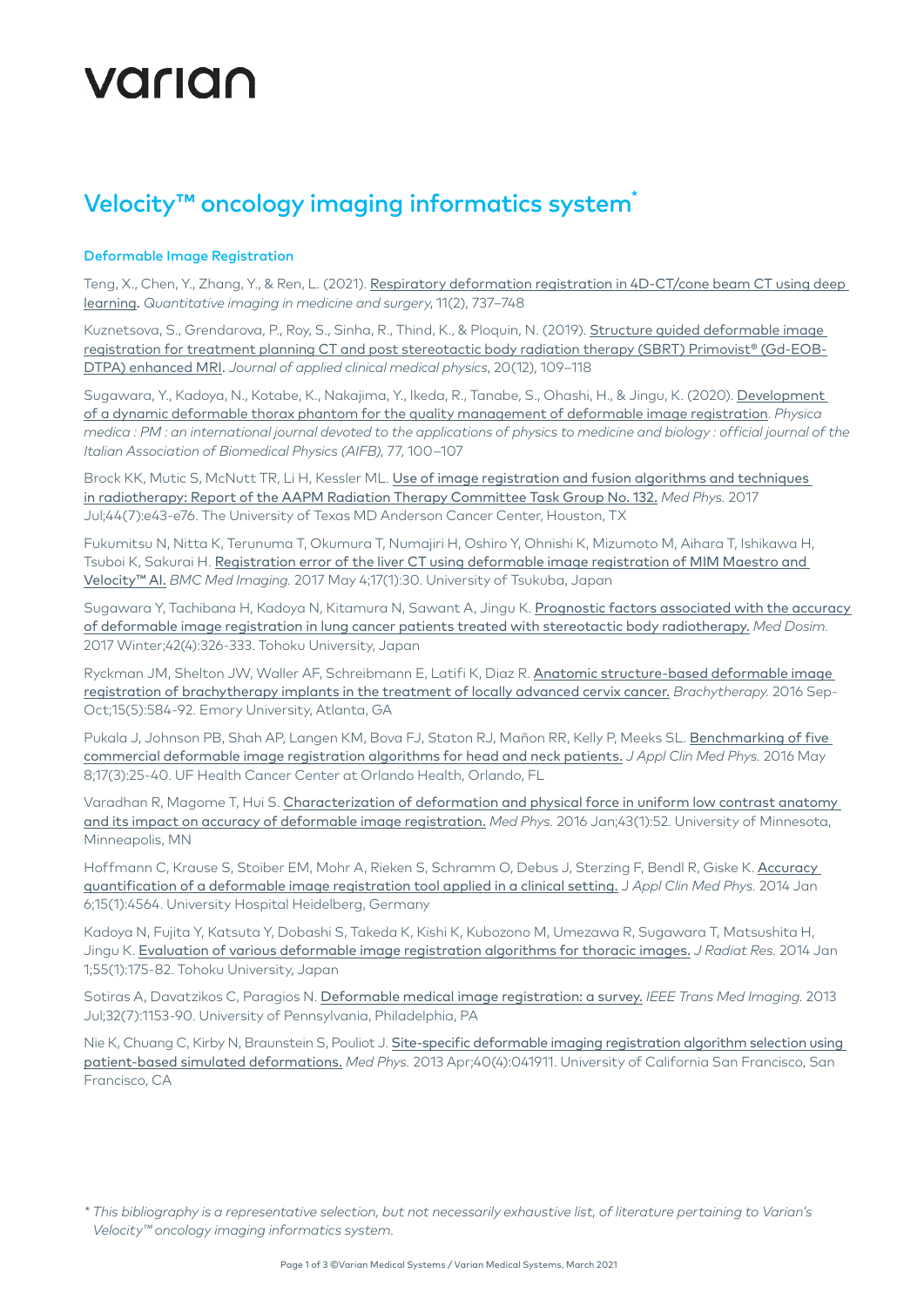varian

# Velocity™ oncology imaging informatics system*

## Deformable Image Registration

Teng, X., Chen, Y., Zhang, Y., & Ren, L. (2021). Respiratory deformation registration in 4D-CT/cone beam CT using deep learning. *Quantitative imaging in medicine and surgery*, 11(2), 737–748

Kuznetsova, S., Grendarova, P., Roy, S., Sinha, R., Thind, K., & Ploquin, N. (2019). Structure guided deformable image registration for treatment planning CT and post stereotactic body radiation therapy (SBRT) Primovist® (Gd-EOB-DTPA) enhanced MRI. *Journal of applied clinical medical physics*, 20(12), 109–118

Sugawara, Y., Kadoya, N., Kotabe, K., Nakajima, Y., Ikeda, R., Tanabe, S., Ohashi, H., & Jingu, K. (2020). Development of a dynamic deformable thorax phantom for the quality management of deformable image registration. *Physica medica : PM : an international journal devoted to the applications of physics to medicine and biology : official journal of the Italian Association of Biomedical Physics (AIFB)*, 77, 100–107

Brock KK, Mutic S, McNutt TR, Li H, Kessler ML. Use of image registration and fusion algorithms and techniques in radiotherapy: Report of the AAPM Radiation Therapy Committee Task Group No. 132. *Med Phys.* 2017 Jul;44(7):e43-e76. The University of Texas MD Anderson Cancer Center, Houston, TX

Fukumitsu N, Nitta K, Terunuma T, Okumura T, Numajiri H, Oshiro Y, Ohnishi K, Mizumoto M, Aihara T, Ishikawa H, Tsuboi K, Sakurai H. Registration error of the liver CT using deformable image registration of MIM Maestro and Velocity™ AI. *BMC Med Imaging.* 2017 May 4;17(1):30. University of Tsukuba, Japan

Sugawara Y, Tachibana H, Kadoya N, Kitamura N, Sawant A, Jingu K. Prognostic factors associated with the accuracy of deformable image registration in lung cancer patients treated with stereotactic body radiotherapy. *Med Dosim.* 2017 Winter;42(4):326-333. Tohoku University, Japan

Ryckman JM, Shelton JW, Waller AF, Schreibmann E, Latifi K, Diaz R. Anatomic structure-based deformable image registration of brachytherapy implants in the treatment of locally advanced cervix cancer. *Brachytherapy.* 2016 Sep-Oct;15(5):584-92. Emory University, Atlanta, GA

Pukala J, Johnson PB, Shah AP, Langen KM, Bova FJ, Staton RJ, Mañon RR, Kelly P, Meeks SL. Benchmarking of five commercial deformable image registration algorithms for head and neck patients. *J Appl Clin Med Phys.* 2016 May 8;17(3):25-40. UF Health Cancer Center at Orlando Health, Orlando, FL

Varadhan R, Magome T, Hui S. Characterization of deformation and physical force in uniform low contrast anatomy and its impact on accuracy of deformable image registration. *Med Phys.* 2016 Jan;43(1):52. University of Minnesota, Minneapolis, MN

Hoffmann C, Krause S, Stoiber EM, Mohr A, Rieken S, Schramm O, Debus J, Sterzing F, Bendl R, Giske K. Accuracy quantification of a deformable image registration tool applied in a clinical setting. *J Appl Clin Med Phys.* 2014 Jan 6;15(1):4564. University Hospital Heidelberg, Germany

Kadoya N, Fujita Y, Katsuta Y, Dobashi S, Takeda K, Kishi K, Kubozono M, Umezawa R, Sugawara T, Matsushita H, Jingu K. Evaluation of various deformable image registration algorithms for thoracic images. *J Radiat Res.* 2014 Jan 1;55(1):175-82. Tohoku University, Japan

Sotiras A, Davatzikos C, Paragios N. Deformable medical image registration: a survey. *IEEE Trans Med Imaging.* 2013 Jul;32(7):1153-90. University of Pennsylvania, Philadelphia, PA

Nie K, Chuang C, Kirby N, Braunstein S, Pouliot J. Site-specific deformable imaging registration algorithm selection using patient-based simulated deformations. *Med Phys.* 2013 Apr;40(4):041911. University of California San Francisco, San Francisco, CA

*\* This bibliography is a representative selection, but not necessarily exhaustive list, of literature pertaining to Varian's Velocity™ oncology imaging informatics system.*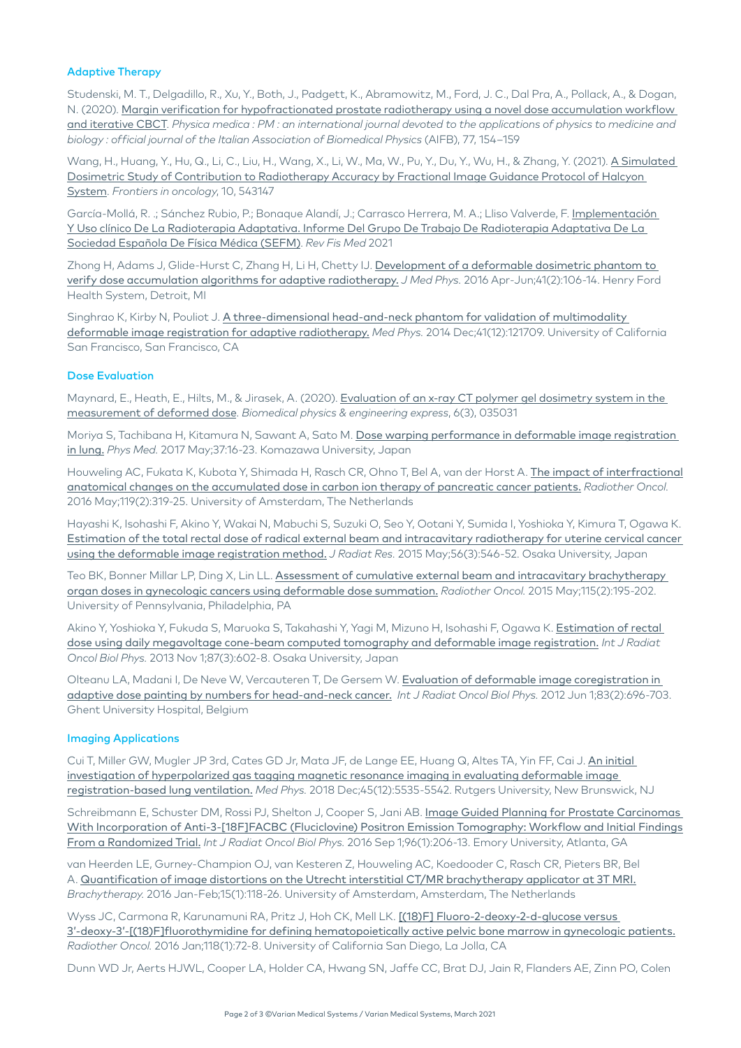### Adaptive Therapy

Studenski, M. T., Delgadillo, R., Xu, Y., Both, J., Padgett, K., Abramowitz, M., Ford, J. C., Dal Pra, A., Pollack, A., & Dogan, N. (2020). Margin verification for hypofractionated prostate radiotherapy using a novel dose accumulation workflow and iterative CBCT. *Physica medica : PM : an international journal devoted to the applications of physics to medicine and biology : official journal of the Italian Association of Biomedical Physics* (AIFB), 77, 154–159

Wang, H., Huang, Y., Hu, Q., Li, C., Liu, H., Wang, X., Li, W., Ma, W., Pu, Y., Du, Y., Wu, H., & Zhang, Y. (2021). A Simulated Dosimetric Study of Contribution to Radiotherapy Accuracy by Fractional Image Guidance Protocol of Halcyon System. *Frontiers in oncology*, 10, 543147

García-Mollá, R. .; Sánchez Rubio, P.; Bonaque Alandí, J.; Carrasco Herrera, M. A.; Lliso Valverde, F. Implementación Y Uso clínico De La Radioterapia Adaptativa. Informe Del Grupo De Trabajo De Radioterapia Adaptativa De La Sociedad Española De Física Médica (SEFM). *Rev Fis Med* 2021

Zhong H, Adams J, Glide-Hurst C, Zhang H, Li H, Chetty IJ. Development of a deformable dosimetric phantom to verify dose accumulation algorithms for adaptive radiotherapy. *J Med Phys.* 2016 Apr-Jun;41(2):106-14. Henry Ford Health System, Detroit, MI

Singhrao K, Kirby N, Pouliot J. A three-dimensional head-and-neck phantom for validation of multimodality deformable image registration for adaptive radiotherapy. *Med Phys.* 2014 Dec;41(12):121709. University of California San Francisco, San Francisco, CA

### Dose Evaluation

Maynard, E., Heath, E., Hilts, M., & Jirasek, A. (2020). Evaluation of an x-ray CT polymer gel dosimetry system in the measurement of deformed dose. *Biomedical physics & engineering express*, 6(3), 035031

Moriya S, Tachibana H, Kitamura N, Sawant A, Sato M. Dose warping performance in deformable image registration in lung. *Phys Med.* 2017 May;37:16-23. Komazawa University, Japan

Houweling AC, Fukata K, Kubota Y, Shimada H, Rasch CR, Ohno T, Bel A, van der Horst A. The impact of interfractional anatomical changes on the accumulated dose in carbon ion therapy of pancreatic cancer patients. *Radiother Oncol.* 2016 May;119(2):319-25. University of Amsterdam, The Netherlands

Hayashi K, Isohashi F, Akino Y, Wakai N, Mabuchi S, Suzuki O, Seo Y, Ootani Y, Sumida I, Yoshioka Y, Kimura T, Ogawa K. Estimation of the total rectal dose of radical external beam and intracavitary radiotherapy for uterine cervical cancer using the deformable image registration method. *J Radiat Res.* 2015 May;56(3):546-52. Osaka University, Japan

Teo BK, Bonner Millar LP, Ding X, Lin LL. Assessment of cumulative external beam and intracavitary brachytherapy organ doses in gynecologic cancers using deformable dose summation. *Radiother Oncol.* 2015 May;115(2):195-202. University of Pennsylvania, Philadelphia, PA

Akino Y, Yoshioka Y, Fukuda S, Maruoka S, Takahashi Y, Yagi M, Mizuno H, Isohashi F, Ogawa K. Estimation of rectal dose using daily megavoltage cone-beam computed tomography and deformable image registration. *Int J Radiat Oncol Biol Phys.* 2013 Nov 1;87(3):602-8. Osaka University, Japan

Olteanu LA, Madani I, De Neve W, Vercauteren T, De Gersem W. Evaluation of deformable image coregistration in adaptive dose painting by numbers for head-and-neck cancer. *Int J Radiat Oncol Biol Phys.* 2012 Jun 1;83(2):696-703. Ghent University Hospital, Belgium

### Imaging Applications

Cui T, Miller GW, Mugler JP 3rd, Cates GD Jr, Mata JF, de Lange EE, Huang Q, Altes TA, Yin FF, Cai J. An initial investigation of hyperpolarized gas tagging magnetic resonance imaging in evaluating deformable image registration-based lung ventilation. *Med Phys.* 2018 Dec;45(12):5535-5542. Rutgers University, New Brunswick, NJ

Schreibmann E, Schuster DM, Rossi PJ, Shelton J, Cooper S, Jani AB. Image Guided Planning for Prostate Carcinomas With Incorporation of Anti-3-[18F]FACBC (Fluciclovine) Positron Emission Tomography: Workflow and Initial Findings From a Randomized Trial. *Int J Radiat Oncol Biol Phys.* 2016 Sep 1;96(1):206-13. Emory University, Atlanta, GA

van Heerden LE, Gurney-Champion OJ, van Kesteren Z, Houweling AC, Koedooder C, Rasch CR, Pieters BR, Bel A. Quantification of image distortions on the Utrecht interstitial CT/MR brachytherapy applicator at 3T MRI. *Brachytherapy.* 2016 Jan-Feb;15(1):118-26. University of Amsterdam, Amsterdam, The Netherlands

Wyss JC, Carmona R, Karunamuni RA, Pritz J, Hoh CK, Mell LK. [(18)F] Fluoro-2-deoxy-2-d-glucose versus 3'-deoxy-3'-[(18)F]fluorothymidine for defining hematopoietically active pelvic bone marrow in gynecologic patients. *Radiother Oncol.* 2016 Jan;118(1):72-8. University of California San Diego, La Jolla, CA

Dunn WD Jr, Aerts HJWL, Cooper LA, Holder CA, Hwang SN, Jaffe CC, Brat DJ, Jain R, Flanders AE, Zinn PO, Colen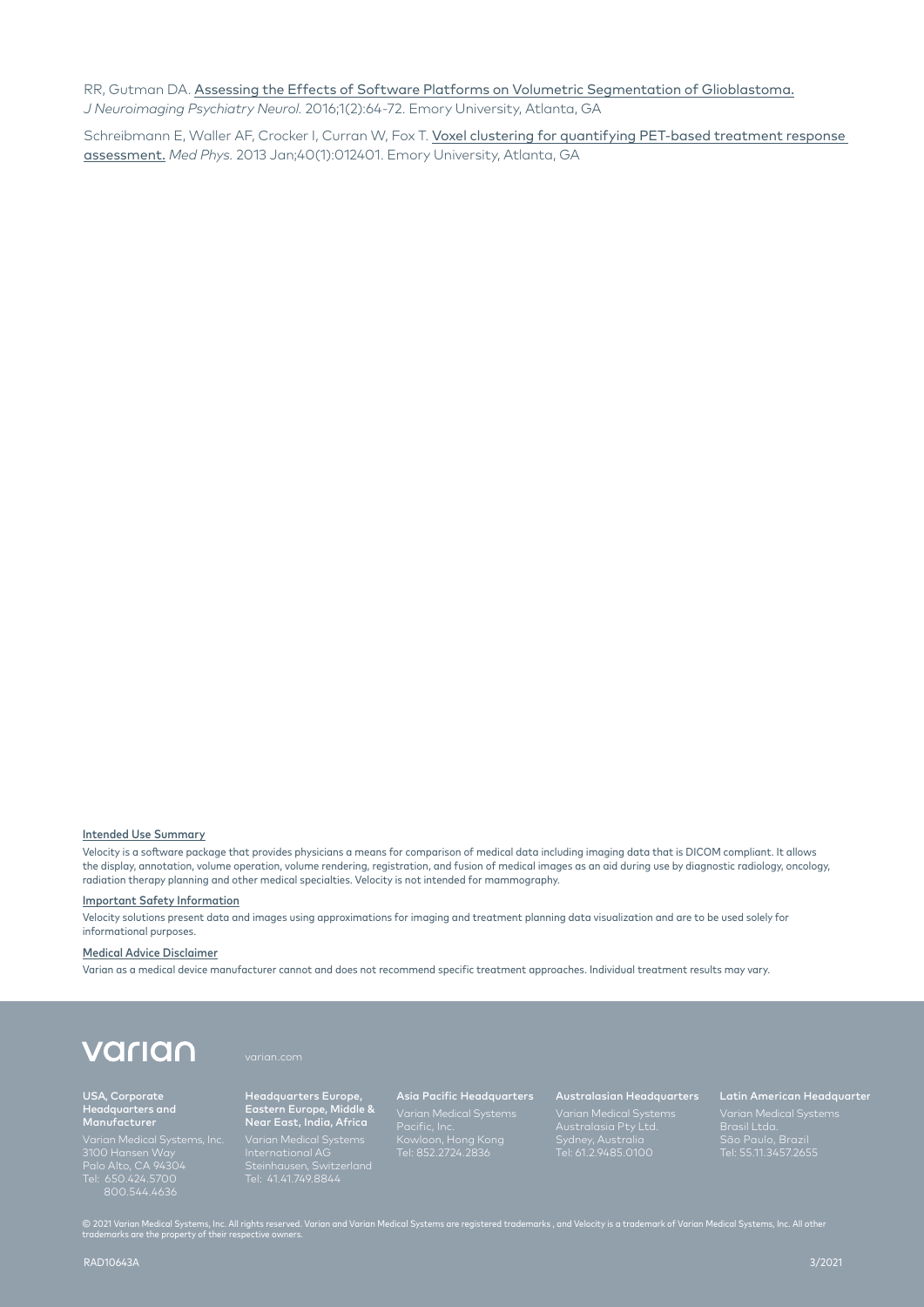RR, Gutman DA. Assessing the Effects of Software Platforms on Volumetric Segmentation of Glioblastoma. *J Neuroimaging Psychiatry Neurol.* 2016;1(2):64-72. Emory University, Atlanta, GA

Schreibmann E, Waller AF, Crocker I, Curran W, Fox T. Voxel clustering for quantifying PET-based treatment response assessment. *Med Phys.* 2013 Jan;40(1):012401. Emory University, Atlanta, GA

**Intended Use Summary**

Velocity is a software package that provides physicians a means for comparison of medical data including imaging data that is DICOM compliant. It allows the display, annotation, volume operation, volume rendering, registration, and fusion of medical images as an aid during use by diagnostic radiology, oncology, radiation therapy planning and other medical specialties. Velocity is not intended for mammography.

**Important Safety Information**

Velocity solutions present data and images using approximations for imaging and treatment planning data visualization and are to be used solely for informational purposes.

**Medical Advice Disclaimer**

Varian as a medical device manufacturer cannot and does not recommend specific treatment approaches. Individual treatment results may vary.

varian

varian.com

**USA, Corporate Headquarters and Manufacturer**
Varian Medical Systems, Inc.
3100 Hansen Way
Palo Alto, CA 94304
Tel: 650.424.5700
800.544.4636

**Headquarters Europe, Eastern Europe, Middle & Near East, India, Africa**
Varian Medical Systems International AG
Steinhausen, Switzerland
Tel: 41.41.749.8844

**Asia Pacific Headquarters**
Varian Medical Systems Pacific, Inc.
Kowloon, Hong Kong
Tel: 852.2724.2836

**Australasian Headquarters**
Varian Medical Systems Australasia Pty Ltd.
Sydney, Australia
Tel: 61.2.9485.0100

**Latin American Headquarter**
Varian Medical Systems Brasil Ltda.
São Paulo, Brazil
Tel: 55.11.3457.2655

© 2021 Varian Medical Systems, Inc. All rights reserved. Varian and Varian Medical Systems are registered trademarks , and Velocity is a trademark of Varian Medical Systems, Inc. All other trademarks are the property of their respective owners.

RAD10643A 3/2021